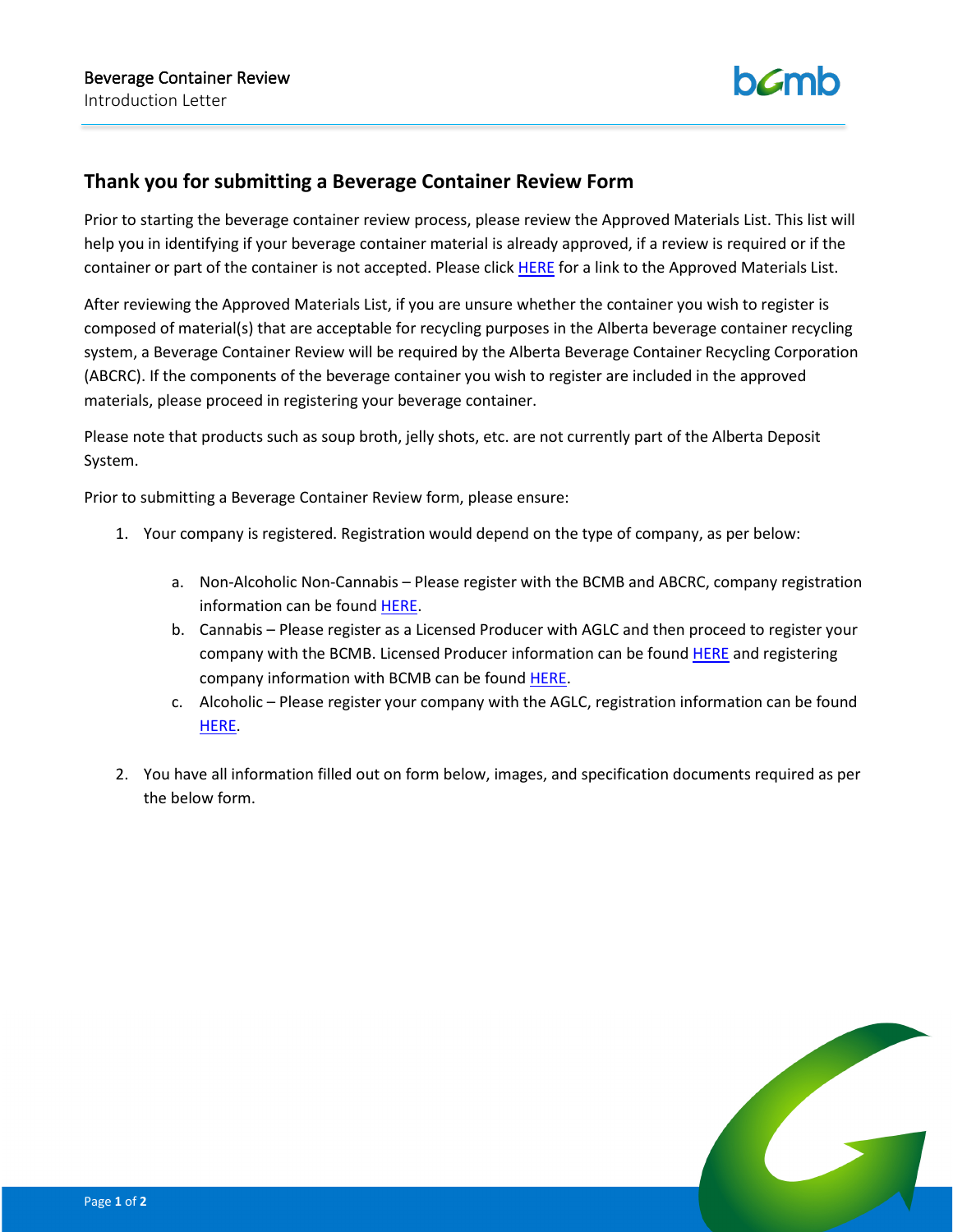# Thank you for submitting a Beverage Container Review Form

Prior to starting the beverage container review process, please review the Approved Materials List. This list will help you in identifying if your beverage container material is already approved, if a review is required or if the container or part of the container is not accepted. Please click HERE for a link to the Approved Materials List.

After reviewing the Approved Materials List, if you are unsure whether the container you wish to register is composed of material(s) that are acceptable for recycling purposes in the Alberta beverage container recycling system, a Beverage Container Review will be required by the Alberta Beverage Container Recycling Corporation (ABCRC). If the components of the beverage container you wish to register are included in the approved materials, please proceed in registering your beverage container.

Please note that products such as soup broth, jelly shots, etc. are not currently part of the Alberta Deposit System.

Prior to submitting a Beverage Container Review form, please ensure:

1. Your company is registered. Registration would depend on the type of company, as per below:
   a. Non-Alcoholic Non-Cannabis – Please register with the BCMB and ABCRC, company registration information can be found HERE.
   b. Cannabis – Please register as a Licensed Producer with AGLC and then proceed to register your company with the BCMB. Licensed Producer information can be found HERE and registering company information with BCMB can be found HERE.
   c. Alcoholic – Please register your company with the AGLC, registration information can be found HERE.
2. You have all information filled out on form below, images, and specification documents required as per the below form.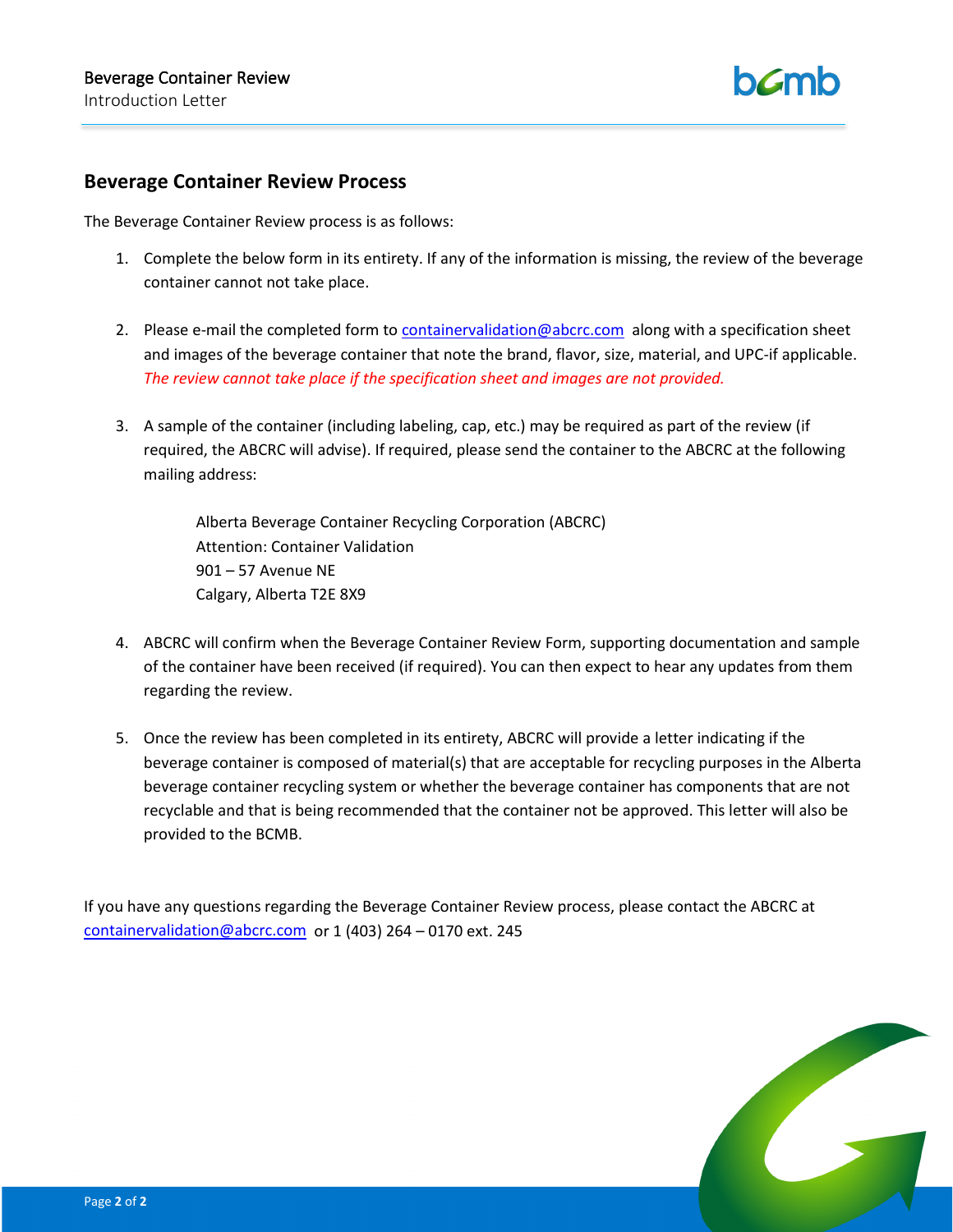## Beverage Container Review Process

The Beverage Container Review process is as follows:

1. Complete the below form in its entirety. If any of the information is missing, the review of the beverage container cannot not take place.

2. Please e-mail the completed form to containervalidation@abcrc.com along with a specification sheet and images of the beverage container that note the brand, flavor, size, material, and UPC-if applicable. *The review cannot take place if the specification sheet and images are not provided.*

3. A sample of the container (including labeling, cap, etc.) may be required as part of the review (if required, the ABCRC will advise). If required, please send the container to the ABCRC at the following mailing address:

   Alberta Beverage Container Recycling Corporation (ABCRC)
   Attention: Container Validation
   901 – 57 Avenue NE
   Calgary, Alberta T2E 8X9

4. ABCRC will confirm when the Beverage Container Review Form, supporting documentation and sample of the container have been received (if required). You can then expect to hear any updates from them regarding the review.

5. Once the review has been completed in its entirety, ABCRC will provide a letter indicating if the beverage container is composed of material(s) that are acceptable for recycling purposes in the Alberta beverage container recycling system or whether the beverage container has components that are not recyclable and that is being recommended that the container not be approved. This letter will also be provided to the BCMB.

If you have any questions regarding the Beverage Container Review process, please contact the ABCRC at containervalidation@abcrc.com or 1 (403) 264 – 0170 ext. 245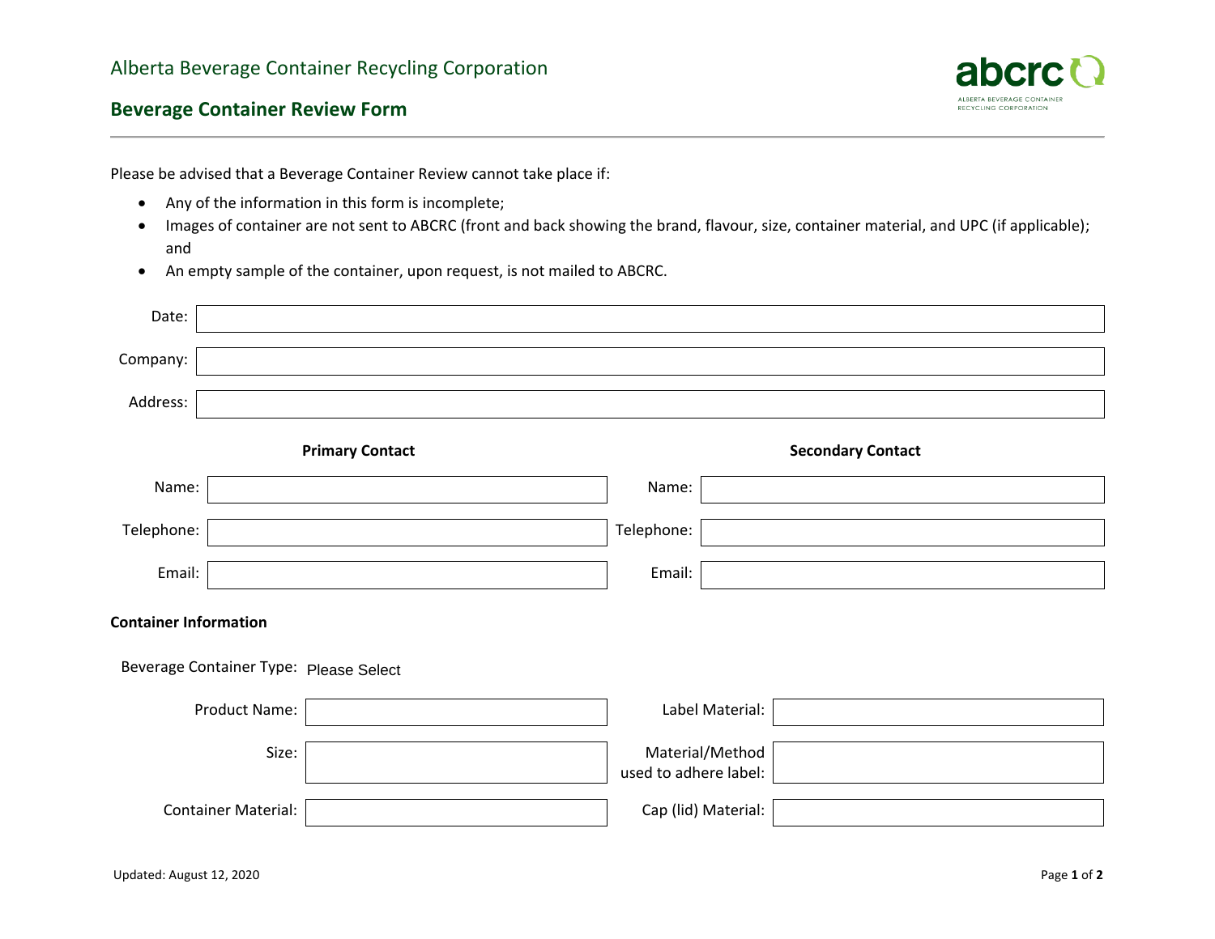Alberta Beverage Container Recycling Corporation

# Beverage Container Review Form

Please be advised that a Beverage Container Review cannot take place if:

- Any of the information in this form is incomplete;
- Images of container are not sent to ABCRC (front and back showing the brand, flavour, size, container material, and UPC (if applicable); and
- An empty sample of the container, upon request, is not mailed to ABCRC.

Date:

Company:

Address:

| **Primary Contact** | | **Secondary Contact** | |
|---|---|---|---|
| Name: | | Name: | |
| Telephone: | | Telephone: | |
| Email: | | Email: | |

**Container Information**

Beverage Container Type: Please Select

| | | | |
|---|---|---|---|
| Product Name: | | Label Material: | |
| Size: | | Material/Method used to adhere label: | |
| Container Material: | | Cap (lid) Material: | |

Updated: August 12, 2020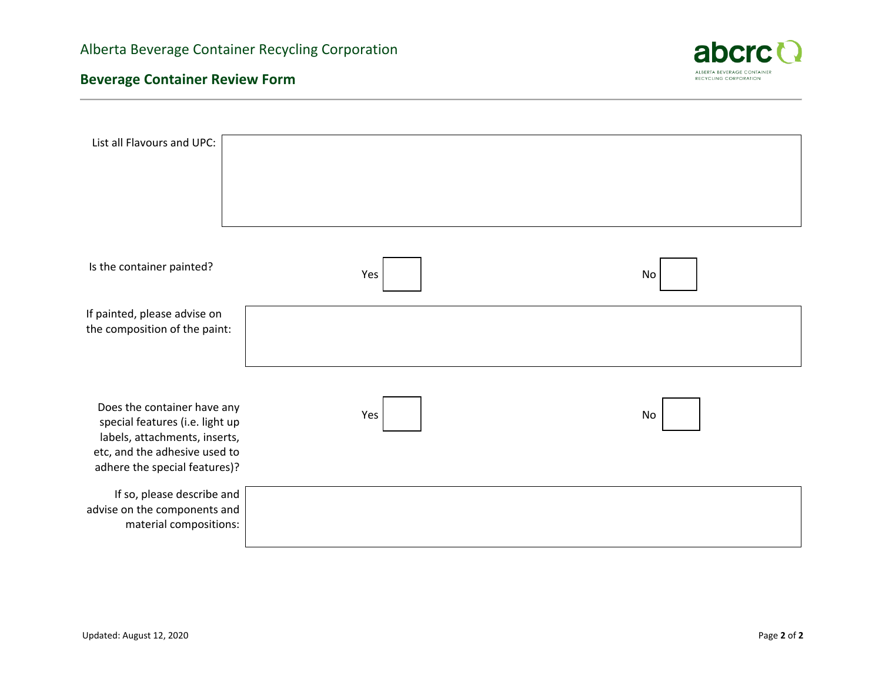Alberta Beverage Container Recycling Corporation

## Beverage Container Review Form

List all Flavours and UPC:

Is the container painted? Yes ☐ No ☐

If painted, please advise on the composition of the paint:

Does the container have any special features (i.e. light up labels, attachments, inserts, etc, and the adhesive used to adhere the special features)? Yes ☐ No ☐

If so, please describe and advise on the components and material compositions:

Updated: August 12, 2020